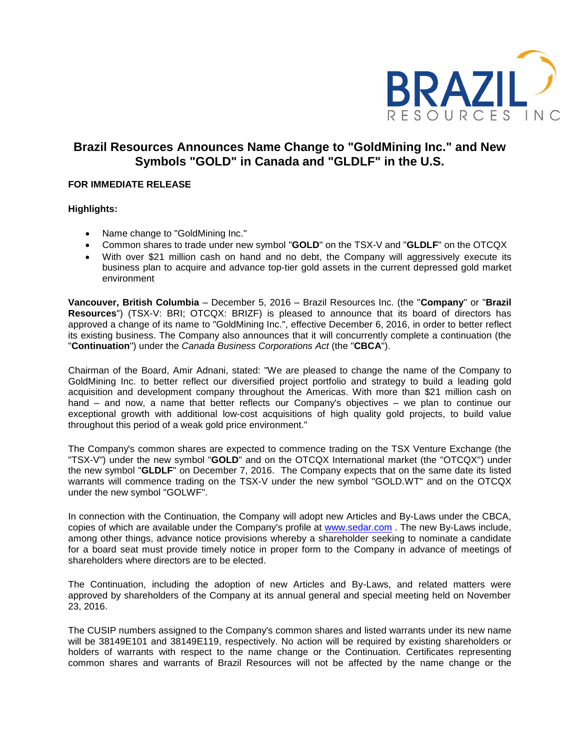# Brazil Resources Announces Name Change to "GoldMining Inc." and New Symbols "GOLD" in Canada and "GLDLF" in the U.S.

**FOR IMMEDIATE RELEASE**

**Highlights:**

- Name change to "GoldMining Inc."
- Common shares to trade under new symbol "**GOLD**" on the TSX-V and "**GLDLF**" on the OTCQX
- With over $21 million cash on hand and no debt, the Company will aggressively execute its business plan to acquire and advance top-tier gold assets in the current depressed gold market environment

**Vancouver, British Columbia** – December 5, 2016 – Brazil Resources Inc. (the "**Company**" or "**Brazil Resources**") (TSX-V: BRI; OTCQX: BRIZF) is pleased to announce that its board of directors has approved a change of its name to "GoldMining Inc.", effective December 6, 2016, in order to better reflect its existing business. The Company also announces that it will concurrently complete a continuation (the "**Continuation**") under the *Canada Business Corporations Act* (the "**CBCA**").

Chairman of the Board, Amir Adnani, stated: "We are pleased to change the name of the Company to GoldMining Inc. to better reflect our diversified project portfolio and strategy to build a leading gold acquisition and development company throughout the Americas. With more than $21 million cash on hand – and now, a name that better reflects our Company's objectives – we plan to continue our exceptional growth with additional low-cost acquisitions of high quality gold projects, to build value throughout this period of a weak gold price environment."

The Company's common shares are expected to commence trading on the TSX Venture Exchange (the "TSX-V") under the new symbol "**GOLD**" and on the OTCQX International market (the "OTCQX") under the new symbol "**GLDLF**" on December 7, 2016. The Company expects that on the same date its listed warrants will commence trading on the TSX-V under the new symbol "GOLD.WT" and on the OTCQX under the new symbol "GOLWF".

In connection with the Continuation, the Company will adopt new Articles and By-Laws under the CBCA, copies of which are available under the Company's profile at www.sedar.com . The new By-Laws include, among other things, advance notice provisions whereby a shareholder seeking to nominate a candidate for a board seat must provide timely notice in proper form to the Company in advance of meetings of shareholders where directors are to be elected.

The Continuation, including the adoption of new Articles and By-Laws, and related matters were approved by shareholders of the Company at its annual general and special meeting held on November 23, 2016.

The CUSIP numbers assigned to the Company's common shares and listed warrants under its new name will be 38149E101 and 38149E119, respectively. No action will be required by existing shareholders or holders of warrants with respect to the name change or the Continuation. Certificates representing common shares and warrants of Brazil Resources will not be affected by the name change or the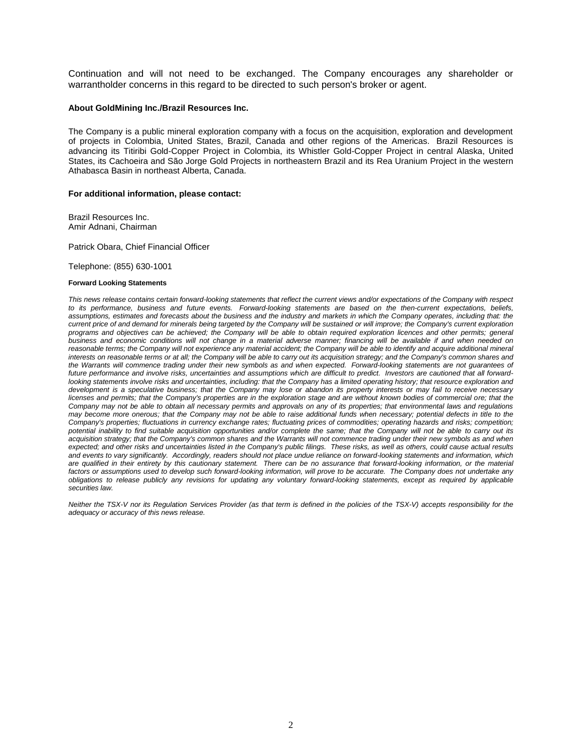Continuation and will not need to be exchanged. The Company encourages any shareholder or warrantholder concerns in this regard to be directed to such person's broker or agent.

**About GoldMining Inc./Brazil Resources Inc.**

The Company is a public mineral exploration company with a focus on the acquisition, exploration and development of projects in Colombia, United States, Brazil, Canada and other regions of the Americas. Brazil Resources is advancing its Titiribi Gold-Copper Project in Colombia, its Whistler Gold-Copper Project in central Alaska, United States, its Cachoeira and São Jorge Gold Projects in northeastern Brazil and its Rea Uranium Project in the western Athabasca Basin in northeast Alberta, Canada.

**For additional information, please contact:**

Brazil Resources Inc.
Amir Adnani, Chairman

Patrick Obara, Chief Financial Officer

Telephone: (855) 630-1001

**Forward Looking Statements**

*This news release contains certain forward-looking statements that reflect the current views and/or expectations of the Company with respect to its performance, business and future events. Forward-looking statements are based on the then-current expectations, beliefs, assumptions, estimates and forecasts about the business and the industry and markets in which the Company operates, including that: the current price of and demand for minerals being targeted by the Company will be sustained or will improve; the Company's current exploration programs and objectives can be achieved; the Company will be able to obtain required exploration licences and other permits; general business and economic conditions will not change in a material adverse manner; financing will be available if and when needed on reasonable terms; the Company will not experience any material accident; the Company will be able to identify and acquire additional mineral interests on reasonable terms or at all; the Company will be able to carry out its acquisition strategy; and the Company's common shares and the Warrants will commence trading under their new symbols as and when expected. Forward-looking statements are not guarantees of future performance and involve risks, uncertainties and assumptions which are difficult to predict. Investors are cautioned that all forward-looking statements involve risks and uncertainties, including: that the Company has a limited operating history; that resource exploration and development is a speculative business; that the Company may lose or abandon its property interests or may fail to receive necessary licenses and permits; that the Company's properties are in the exploration stage and are without known bodies of commercial ore; that the Company may not be able to obtain all necessary permits and approvals on any of its properties; that environmental laws and regulations may become more onerous; that the Company may not be able to raise additional funds when necessary; potential defects in title to the Company's properties; fluctuations in currency exchange rates; fluctuating prices of commodities; operating hazards and risks; competition; potential inability to find suitable acquisition opportunities and/or complete the same; that the Company will not be able to carry out its acquisition strategy; that the Company's common shares and the Warrants will not commence trading under their new symbols as and when expected; and other risks and uncertainties listed in the Company's public filings. These risks, as well as others, could cause actual results and events to vary significantly. Accordingly, readers should not place undue reliance on forward-looking statements and information, which are qualified in their entirety by this cautionary statement. There can be no assurance that forward-looking information, or the material factors or assumptions used to develop such forward-looking information, will prove to be accurate. The Company does not undertake any obligations to release publicly any revisions for updating any voluntary forward-looking statements, except as required by applicable securities law.*

*Neither the TSX-V nor its Regulation Services Provider (as that term is defined in the policies of the TSX-V) accepts responsibility for the adequacy or accuracy of this news release.*